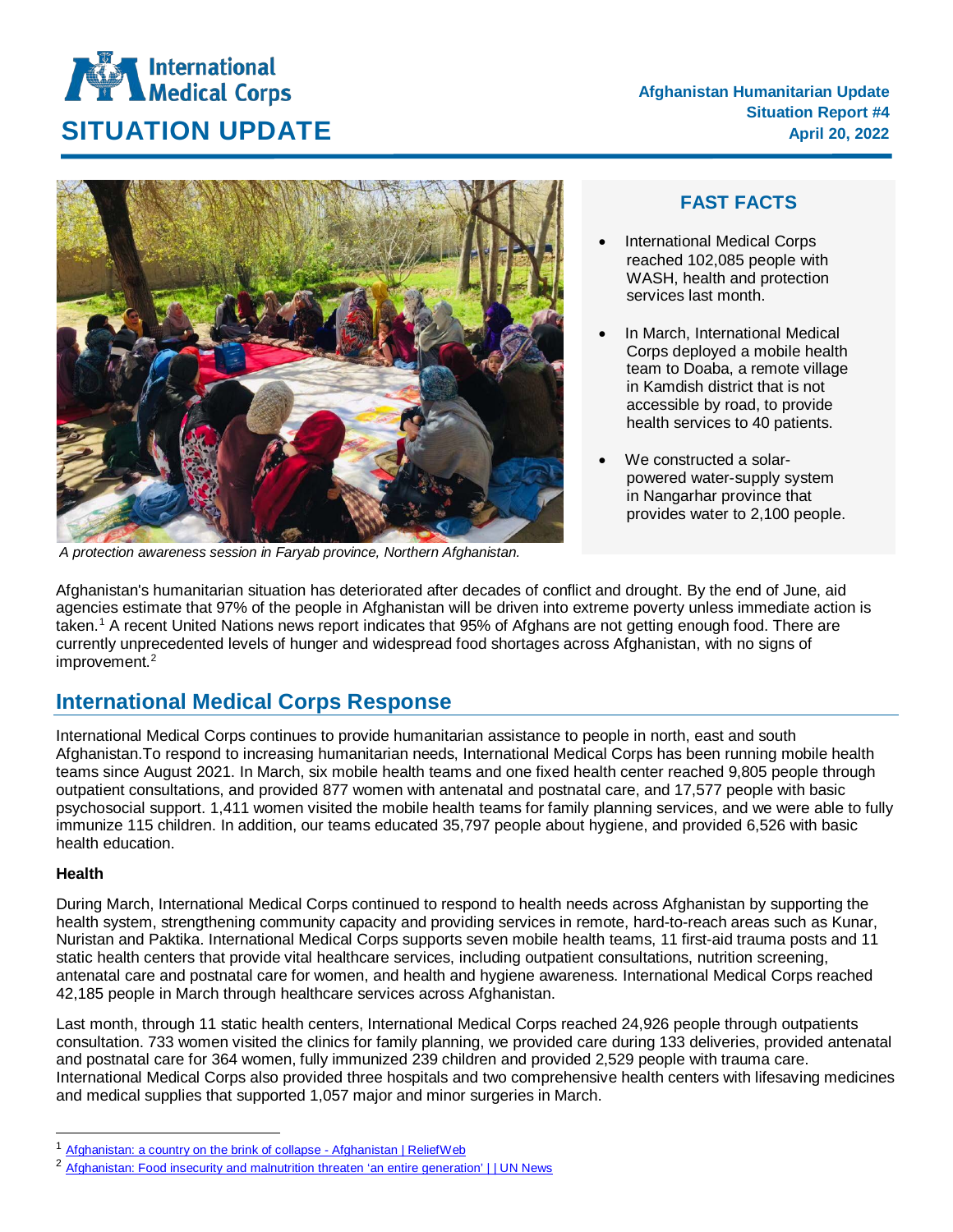# SITUATION UPDATE

**Afghanistan Humanitarian Update**
**Situation Report #4**
**April 20, 2022**

*A protection awareness session in Faryab province, Northern Afghanistan.*

## FAST FACTS

- International Medical Corps reached 102,085 people with WASH, health and protection services last month.
- In March, International Medical Corps deployed a mobile health team to Doaba, a remote village in Kamdish district that is not accessible by road, to provide health services to 40 patients.
- We constructed a solar-powered water-supply system in Nangarhar province that provides water to 2,100 people.

Afghanistan's humanitarian situation has deteriorated after decades of conflict and drought. By the end of June, aid agencies estimate that 97% of the people in Afghanistan will be driven into extreme poverty unless immediate action is taken.[1] A recent United Nations news report indicates that 95% of Afghans are not getting enough food. There are currently unprecedented levels of hunger and widespread food shortages across Afghanistan, with no signs of improvement.[2]

## International Medical Corps Response

International Medical Corps continues to provide humanitarian assistance to people in north, east and south Afghanistan.To respond to increasing humanitarian needs, International Medical Corps has been running mobile health teams since August 2021. In March, six mobile health teams and one fixed health center reached 9,805 people through outpatient consultations, and provided 877 women with antenatal and postnatal care, and 17,577 people with basic psychosocial support. 1,411 women visited the mobile health teams for family planning services, and we were able to fully immunize 115 children. In addition, our teams educated 35,797 people about hygiene, and provided 6,526 with basic health education.

### Health

During March, International Medical Corps continued to respond to health needs across Afghanistan by supporting the health system, strengthening community capacity and providing services in remote, hard-to-reach areas such as Kunar, Nuristan and Paktika. International Medical Corps supports seven mobile health teams, 11 first-aid trauma posts and 11 static health centers that provide vital healthcare services, including outpatient consultations, nutrition screening, antenatal care and postnatal care for women, and health and hygiene awareness. International Medical Corps reached 42,185 people in March through healthcare services across Afghanistan.

Last month, through 11 static health centers, International Medical Corps reached 24,926 people through outpatients consultation. 733 women visited the clinics for family planning, we provided care during 133 deliveries, provided antenatal and postnatal care for 364 women, fully immunized 239 children and provided 2,529 people with trauma care. International Medical Corps also provided three hospitals and two comprehensive health centers with lifesaving medicines and medical supplies that supported 1,057 major and minor surgeries in March.

---

[1] Afghanistan: a country on the brink of collapse - Afghanistan | ReliefWeb

[2] Afghanistan: Food insecurity and malnutrition threaten 'an entire generation' | | UN News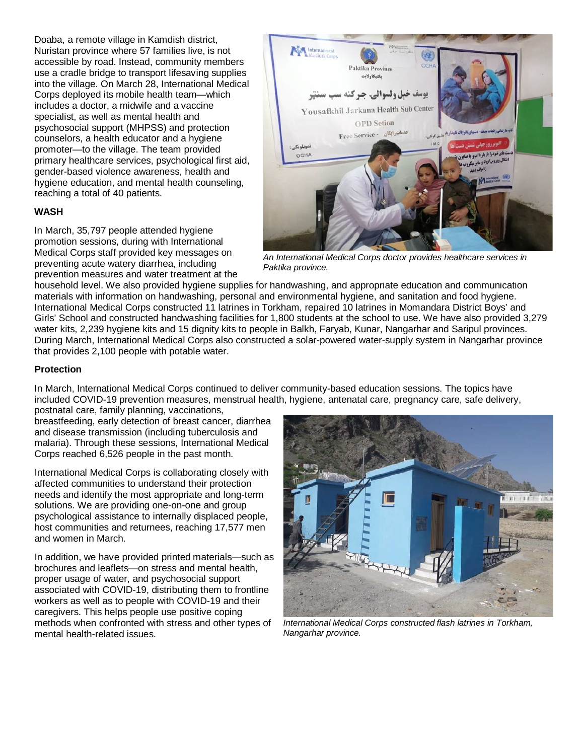Doaba, a remote village in Kamdish district, Nuristan province where 57 families live, is not accessible by road. Instead, community members use a cradle bridge to transport lifesaving supplies into the village. On March 28, International Medical Corps deployed its mobile health team—which includes a doctor, a midwife and a vaccine specialist, as well as mental health and psychosocial support (MHPSS) and protection counselors, a health educator and a hygiene promoter—to the village. The team provided primary healthcare services, psychological first aid, gender-based violence awareness, health and hygiene education, and mental health counseling, reaching a total of 40 patients.

*An International Medical Corps doctor provides healthcare services in Paktika province.*

**WASH**

In March, 35,797 people attended hygiene promotion sessions, during with International Medical Corps staff provided key messages on preventing acute watery diarrhea, including prevention measures and water treatment at the household level. We also provided hygiene supplies for handwashing, and appropriate education and communication materials with information on handwashing, personal and environmental hygiene, and sanitation and food hygiene. International Medical Corps constructed 11 latrines in Torkham, repaired 10 latrines in Momandara District Boys' and Girls' School and constructed handwashing facilities for 1,800 students at the school to use. We have also provided 3,279 water kits, 2,239 hygiene kits and 15 dignity kits to people in Balkh, Faryab, Kunar, Nangarhar and Saripul provinces. During March, International Medical Corps also constructed a solar-powered water-supply system in Nangarhar province that provides 2,100 people with potable water.

**Protection**

In March, International Medical Corps continued to deliver community-based education sessions. The topics have included COVID-19 prevention measures, menstrual health, hygiene, antenatal care, pregnancy care, safe delivery, postnatal care, family planning, vaccinations, breastfeeding, early detection of breast cancer, diarrhea and disease transmission (including tuberculosis and malaria). Through these sessions, International Medical Corps reached 6,526 people in the past month.

International Medical Corps is collaborating closely with affected communities to understand their protection needs and identify the most appropriate and long-term solutions. We are providing one-on-one and group psychological assistance to internally displaced people, host communities and returnees, reaching 17,577 men and women in March.

In addition, we have provided printed materials—such as brochures and leaflets—on stress and mental health, proper usage of water, and psychosocial support associated with COVID-19, distributing them to frontline workers as well as to people with COVID-19 and their caregivers. This helps people use positive coping methods when confronted with stress and other types of mental health-related issues.

*International Medical Corps constructed flash latrines in Torkham, Nangarhar province.*